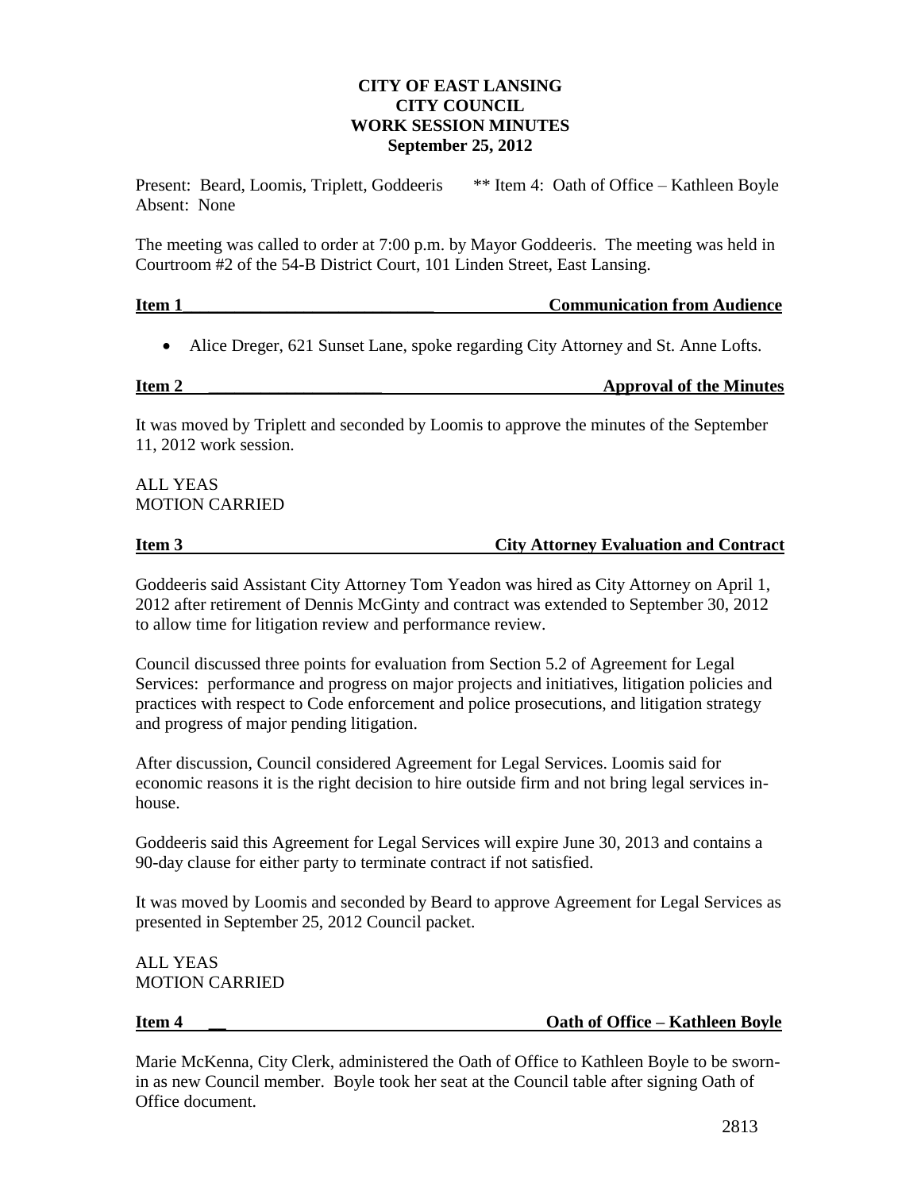**CITY OF EAST LANSING**
**CITY COUNCIL**
**WORK SESSION MINUTES**
**September 25, 2012**

Present: Beard, Loomis, Triplett, Goddeeris ** Item 4: Oath of Office – Kathleen Boyle
Absent: None

The meeting was called to order at 7:00 p.m. by Mayor Goddeeris. The meeting was held in Courtroom #2 of the 54-B District Court, 101 Linden Street, East Lansing.

**Item 1 Communication from Audience**

- Alice Dreger, 621 Sunset Lane, spoke regarding City Attorney and St. Anne Lofts.

**Item 2 Approval of the Minutes**

It was moved by Triplett and seconded by Loomis to approve the minutes of the September 11, 2012 work session.

ALL YEAS
MOTION CARRIED

**Item 3 City Attorney Evaluation and Contract**

Goddeeris said Assistant City Attorney Tom Yeadon was hired as City Attorney on April 1, 2012 after retirement of Dennis McGinty and contract was extended to September 30, 2012 to allow time for litigation review and performance review.

Council discussed three points for evaluation from Section 5.2 of Agreement for Legal Services: performance and progress on major projects and initiatives, litigation policies and practices with respect to Code enforcement and police prosecutions, and litigation strategy and progress of major pending litigation.

After discussion, Council considered Agreement for Legal Services. Loomis said for economic reasons it is the right decision to hire outside firm and not bring legal services in-house.

Goddeeris said this Agreement for Legal Services will expire June 30, 2013 and contains a 90-day clause for either party to terminate contract if not satisfied.

It was moved by Loomis and seconded by Beard to approve Agreement for Legal Services as presented in September 25, 2012 Council packet.

ALL YEAS
MOTION CARRIED

**Item 4 Oath of Office – Kathleen Boyle**

Marie McKenna, City Clerk, administered the Oath of Office to Kathleen Boyle to be sworn-in as new Council member. Boyle took her seat at the Council table after signing Oath of Office document.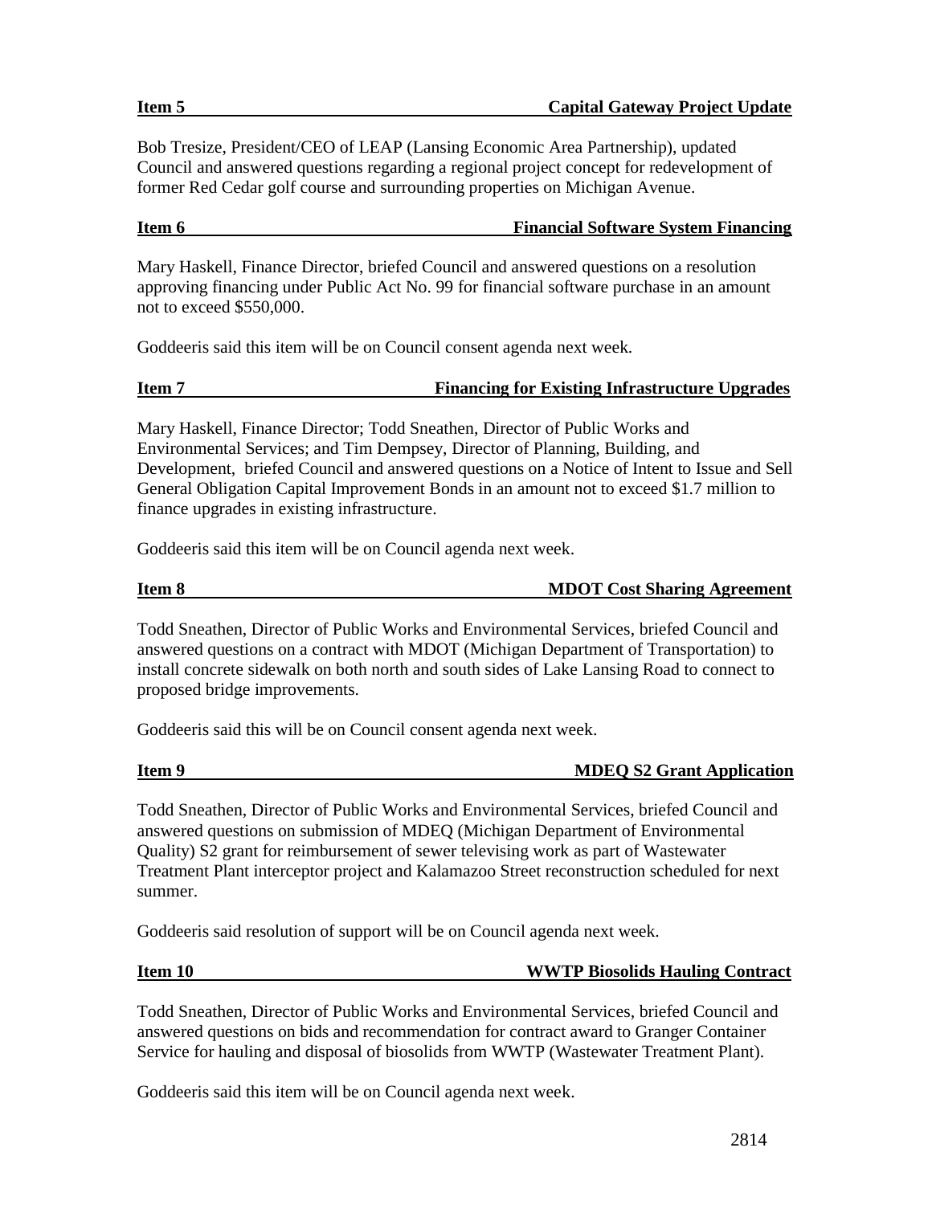**Item 5 Capital Gateway Project Update**

Bob Tresize, President/CEO of LEAP (Lansing Economic Area Partnership), updated Council and answered questions regarding a regional project concept for redevelopment of former Red Cedar golf course and surrounding properties on Michigan Avenue.

**Item 6 Financial Software System Financing**

Mary Haskell, Finance Director, briefed Council and answered questions on a resolution approving financing under Public Act No. 99 for financial software purchase in an amount not to exceed $550,000.

Goddeeris said this item will be on Council consent agenda next week.

**Item 7 Financing for Existing Infrastructure Upgrades**

Mary Haskell, Finance Director; Todd Sneathen, Director of Public Works and Environmental Services; and Tim Dempsey, Director of Planning, Building, and Development, briefed Council and answered questions on a Notice of Intent to Issue and Sell General Obligation Capital Improvement Bonds in an amount not to exceed $1.7 million to finance upgrades in existing infrastructure.

Goddeeris said this item will be on Council agenda next week.

**Item 8 MDOT Cost Sharing Agreement**

Todd Sneathen, Director of Public Works and Environmental Services, briefed Council and answered questions on a contract with MDOT (Michigan Department of Transportation) to install concrete sidewalk on both north and south sides of Lake Lansing Road to connect to proposed bridge improvements.

Goddeeris said this will be on Council consent agenda next week.

**Item 9 MDEQ S2 Grant Application**

Todd Sneathen, Director of Public Works and Environmental Services, briefed Council and answered questions on submission of MDEQ (Michigan Department of Environmental Quality) S2 grant for reimbursement of sewer televising work as part of Wastewater Treatment Plant interceptor project and Kalamazoo Street reconstruction scheduled for next summer.

Goddeeris said resolution of support will be on Council agenda next week.

**Item 10 WWTP Biosolids Hauling Contract**

Todd Sneathen, Director of Public Works and Environmental Services, briefed Council and answered questions on bids and recommendation for contract award to Granger Container Service for hauling and disposal of biosolids from WWTP (Wastewater Treatment Plant).

Goddeeris said this item will be on Council agenda next week.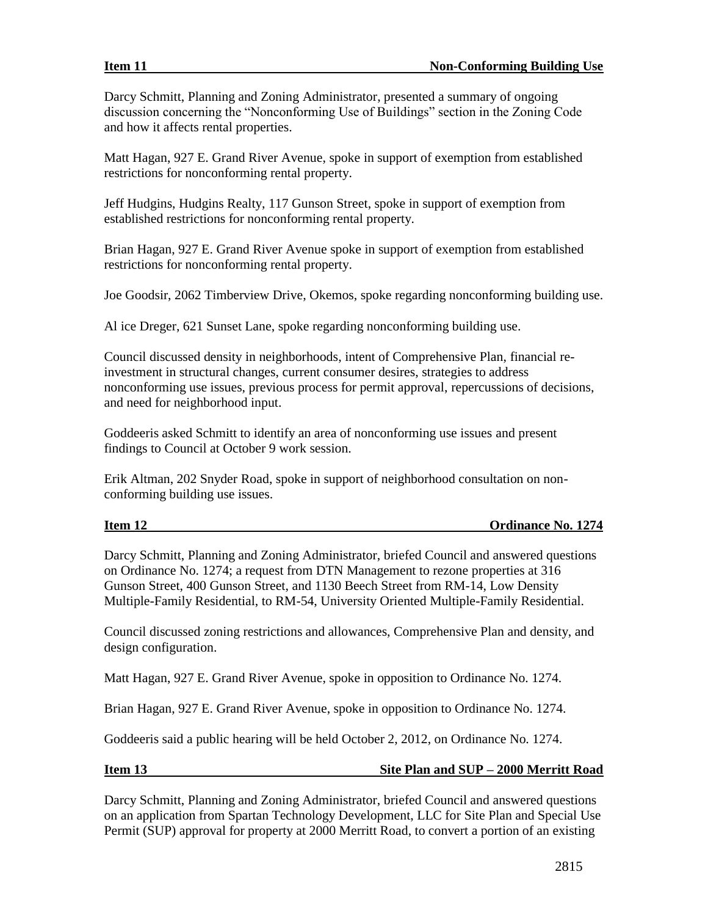**Item 11 Non-Conforming Building Use**

Darcy Schmitt, Planning and Zoning Administrator, presented a summary of ongoing discussion concerning the "Nonconforming Use of Buildings" section in the Zoning Code and how it affects rental properties.

Matt Hagan, 927 E. Grand River Avenue, spoke in support of exemption from established restrictions for nonconforming rental property.

Jeff Hudgins, Hudgins Realty, 117 Gunson Street, spoke in support of exemption from established restrictions for nonconforming rental property.

Brian Hagan, 927 E. Grand River Avenue spoke in support of exemption from established restrictions for nonconforming rental property.

Joe Goodsir, 2062 Timberview Drive, Okemos, spoke regarding nonconforming building use.

Al ice Dreger, 621 Sunset Lane, spoke regarding nonconforming building use.

Council discussed density in neighborhoods, intent of Comprehensive Plan, financial re-investment in structural changes, current consumer desires, strategies to address nonconforming use issues, previous process for permit approval, repercussions of decisions, and need for neighborhood input.

Goddeeris asked Schmitt to identify an area of nonconforming use issues and present findings to Council at October 9 work session.

Erik Altman, 202 Snyder Road, spoke in support of neighborhood consultation on non-conforming building use issues.

**Item 12 Ordinance No. 1274**

Darcy Schmitt, Planning and Zoning Administrator, briefed Council and answered questions on Ordinance No. 1274; a request from DTN Management to rezone properties at 316 Gunson Street, 400 Gunson Street, and 1130 Beech Street from RM-14, Low Density Multiple-Family Residential, to RM-54, University Oriented Multiple-Family Residential.

Council discussed zoning restrictions and allowances, Comprehensive Plan and density, and design configuration.

Matt Hagan, 927 E. Grand River Avenue, spoke in opposition to Ordinance No. 1274.

Brian Hagan, 927 E. Grand River Avenue, spoke in opposition to Ordinance No. 1274.

Goddeeris said a public hearing will be held October 2, 2012, on Ordinance No. 1274.

**Item 13 Site Plan and SUP – 2000 Merritt Road**

Darcy Schmitt, Planning and Zoning Administrator, briefed Council and answered questions on an application from Spartan Technology Development, LLC for Site Plan and Special Use Permit (SUP) approval for property at 2000 Merritt Road, to convert a portion of an existing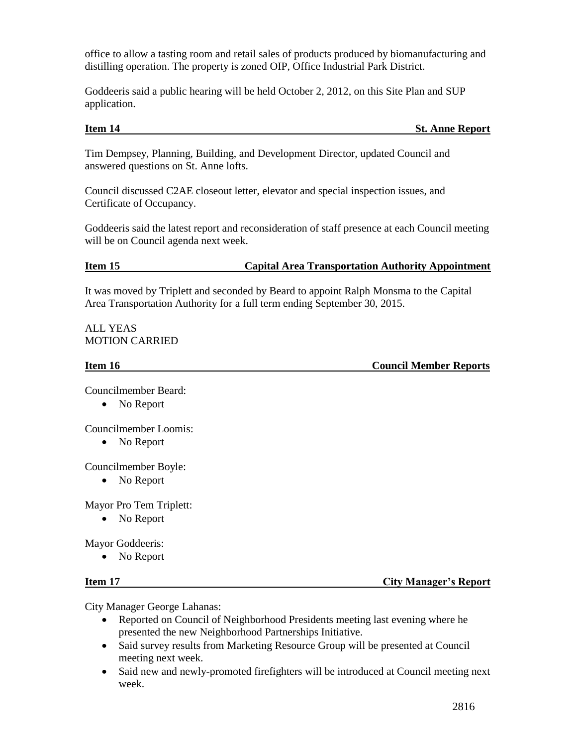office to allow a tasting room and retail sales of products produced by biomanufacturing and distilling operation. The property is zoned OIP, Office Industrial Park District.

Goddeeris said a public hearing will be held October 2, 2012, on this Site Plan and SUP application.

**Item 14 St. Anne Report**

Tim Dempsey, Planning, Building, and Development Director, updated Council and answered questions on St. Anne lofts.

Council discussed C2AE closeout letter, elevator and special inspection issues, and Certificate of Occupancy.

Goddeeris said the latest report and reconsideration of staff presence at each Council meeting will be on Council agenda next week.

**Item 15 Capital Area Transportation Authority Appointment**

It was moved by Triplett and seconded by Beard to appoint Ralph Monsma to the Capital Area Transportation Authority for a full term ending September 30, 2015.

ALL YEAS
MOTION CARRIED

**Item 16 Council Member Reports**

Councilmember Beard:

- No Report

Councilmember Loomis:

- No Report

Councilmember Boyle:

- No Report

Mayor Pro Tem Triplett:

- No Report

Mayor Goddeeris:

- No Report

**Item 17 City Manager's Report**

City Manager George Lahanas:

- Reported on Council of Neighborhood Presidents meeting last evening where he presented the new Neighborhood Partnerships Initiative.
- Said survey results from Marketing Resource Group will be presented at Council meeting next week.
- Said new and newly-promoted firefighters will be introduced at Council meeting next week.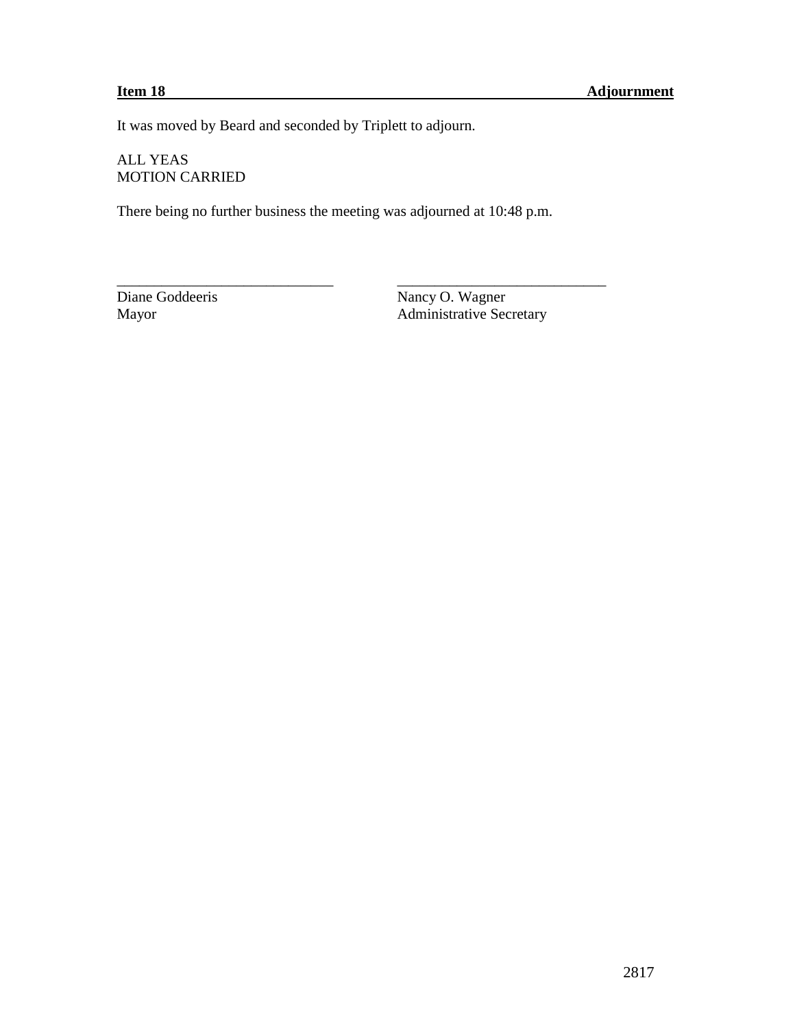**Item 18 Adjournment**

It was moved by Beard and seconded by Triplett to adjourn.

ALL YEAS
MOTION CARRIED

There being no further business the meeting was adjourned at 10:48 p.m.

| | |
|---|---|
| _____________________________ | _____________________________ |
| Diane Goddeeris | Nancy O. Wagner |
| Mayor | Administrative Secretary |